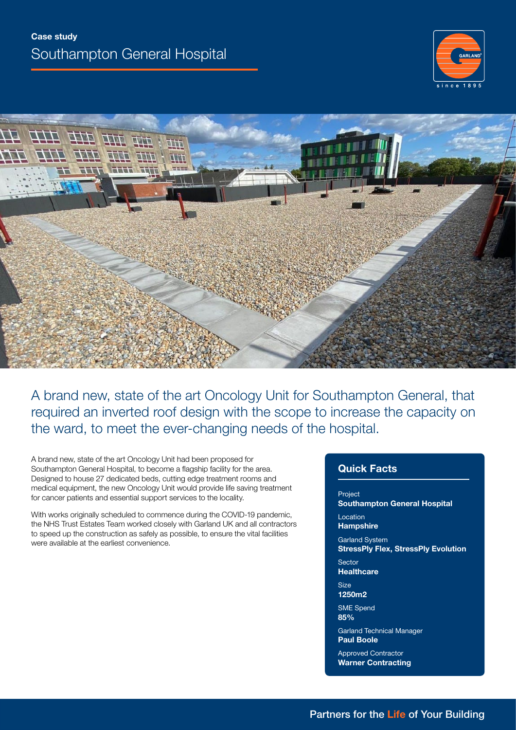**Case study**

# Southampton General Hospital

## A brand new, state of the art Oncology Unit for Southampton General, that required an inverted roof design with the scope to increase the capacity on the ward, to meet the ever-changing needs of the hospital.

A brand new, state of the art Oncology Unit had been proposed for Southampton General Hospital, to become a flagship facility for the area. Designed to house 27 dedicated beds, cutting edge treatment rooms and medical equipment, the new Oncology Unit would provide life saving treatment for cancer patients and essential support services to the locality.

With works originally scheduled to commence during the COVID-19 pandemic, the NHS Trust Estates Team worked closely with Garland UK and all contractors to speed up the construction as safely as possible, to ensure the vital facilities were available at the earliest convenience.

### Quick Facts

Project
**Southampton General Hospital**

Location
**Hampshire**

Garland System
**StressPly Flex, StressPly Evolution**

Sector
**Healthcare**

Size
**1250m2**

SME Spend
**85%**

Garland Technical Manager
**Paul Boole**

Approved Contractor
**Warner Contracting**

Partners for the Life of Your Building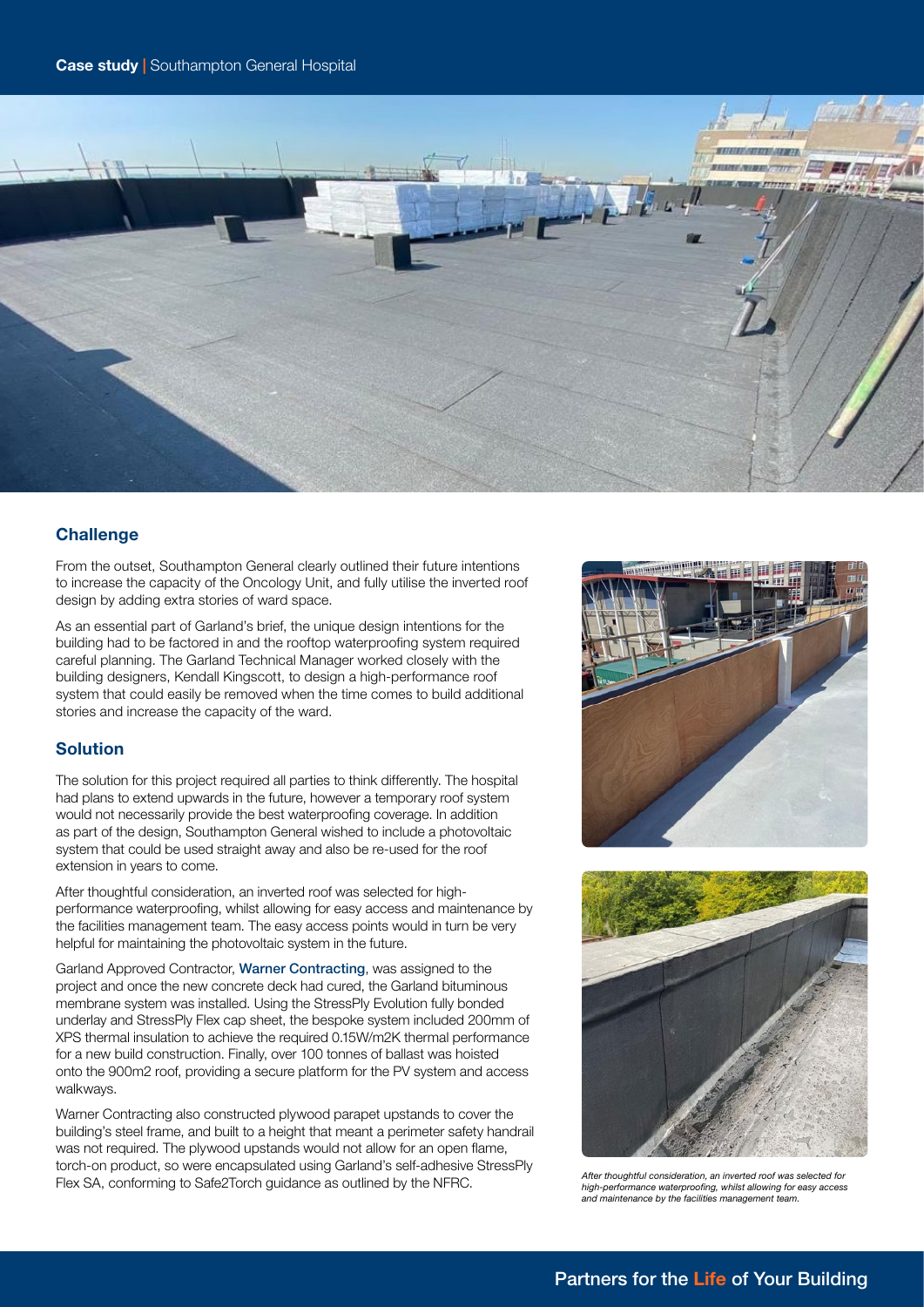## Challenge

From the outset, Southampton General clearly outlined their future intentions to increase the capacity of the Oncology Unit, and fully utilise the inverted roof design by adding extra stories of ward space.

As an essential part of Garland's brief, the unique design intentions for the building had to be factored in and the rooftop waterproofing system required careful planning. The Garland Technical Manager worked closely with the building designers, Kendall Kingscott, to design a high-performance roof system that could easily be removed when the time comes to build additional stories and increase the capacity of the ward.

## Solution

The solution for this project required all parties to think differently. The hospital had plans to extend upwards in the future, however a temporary roof system would not necessarily provide the best waterproofing coverage. In addition as part of the design, Southampton General wished to include a photovoltaic system that could be used straight away and also be re-used for the roof extension in years to come.

After thoughtful consideration, an inverted roof was selected for high-performance waterproofing, whilst allowing for easy access and maintenance by the facilities management team. The easy access points would in turn be very helpful for maintaining the photovoltaic system in the future.

Garland Approved Contractor, Warner Contracting, was assigned to the project and once the new concrete deck had cured, the Garland bituminous membrane system was installed. Using the StressPly Evolution fully bonded underlay and StressPly Flex cap sheet, the bespoke system included 200mm of XPS thermal insulation to achieve the required 0.15W/m2K thermal performance for a new build construction. Finally, over 100 tonnes of ballast was hoisted onto the 900m2 roof, providing a secure platform for the PV system and access walkways.

Warner Contracting also constructed plywood parapet upstands to cover the building's steel frame, and built to a height that meant a perimeter safety handrail was not required. The plywood upstands would not allow for an open flame, torch-on product, so were encapsulated using Garland's self-adhesive StressPly Flex SA, conforming to Safe2Torch guidance as outlined by the NFRC.

*After thoughtful consideration, an inverted roof was selected for high-performance waterproofing, whilst allowing for easy access and maintenance by the facilities management team.*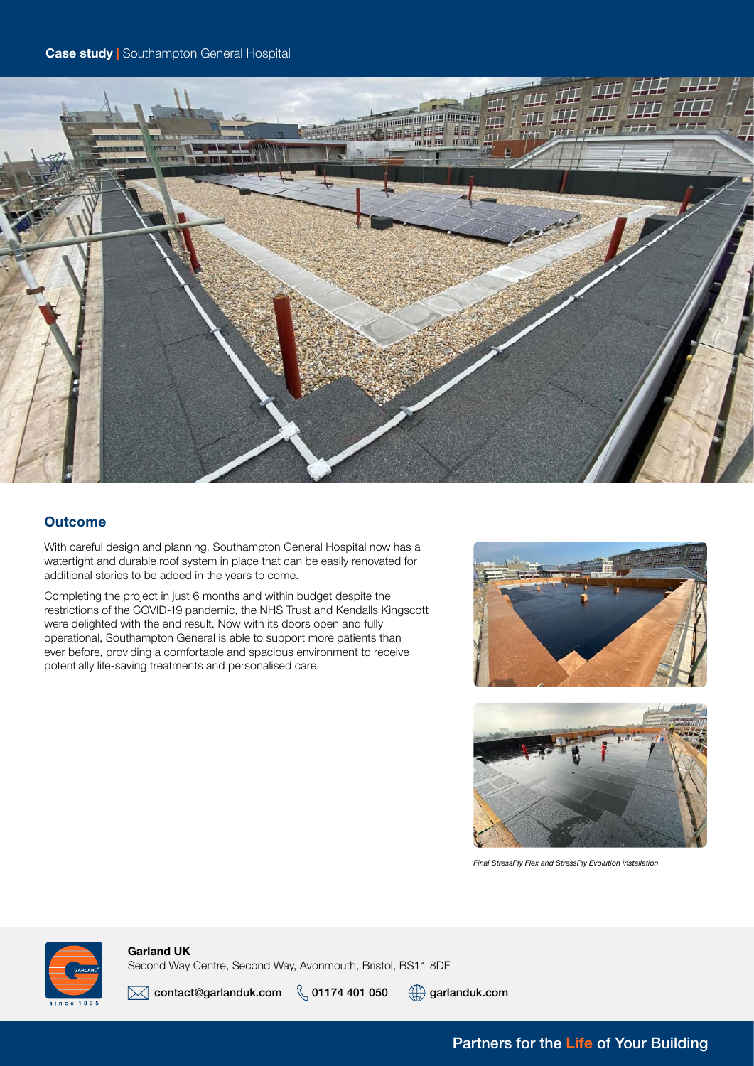Case study | Southampton General Hospital

## Outcome

With careful design and planning, Southampton General Hospital now has a watertight and durable roof system in place that can be easily renovated for additional stories to be added in the years to come.

Completing the project in just 6 months and within budget despite the restrictions of the COVID-19 pandemic, the NHS Trust and Kendalls Kingscott were delighted with the end result. Now with its doors open and fully operational, Southampton General is able to support more patients than ever before, providing a comfortable and spacious environment to receive potentially life-saving treatments and personalised care.

*Final StressPly Flex and StressPly Evolution installation*

**Garland UK**
Second Way Centre, Second Way, Avonmouth, Bristol, BS11 8DF

contact@garlanduk.com 01174 401 050 garlanduk.com

Partners for the Life of Your Building